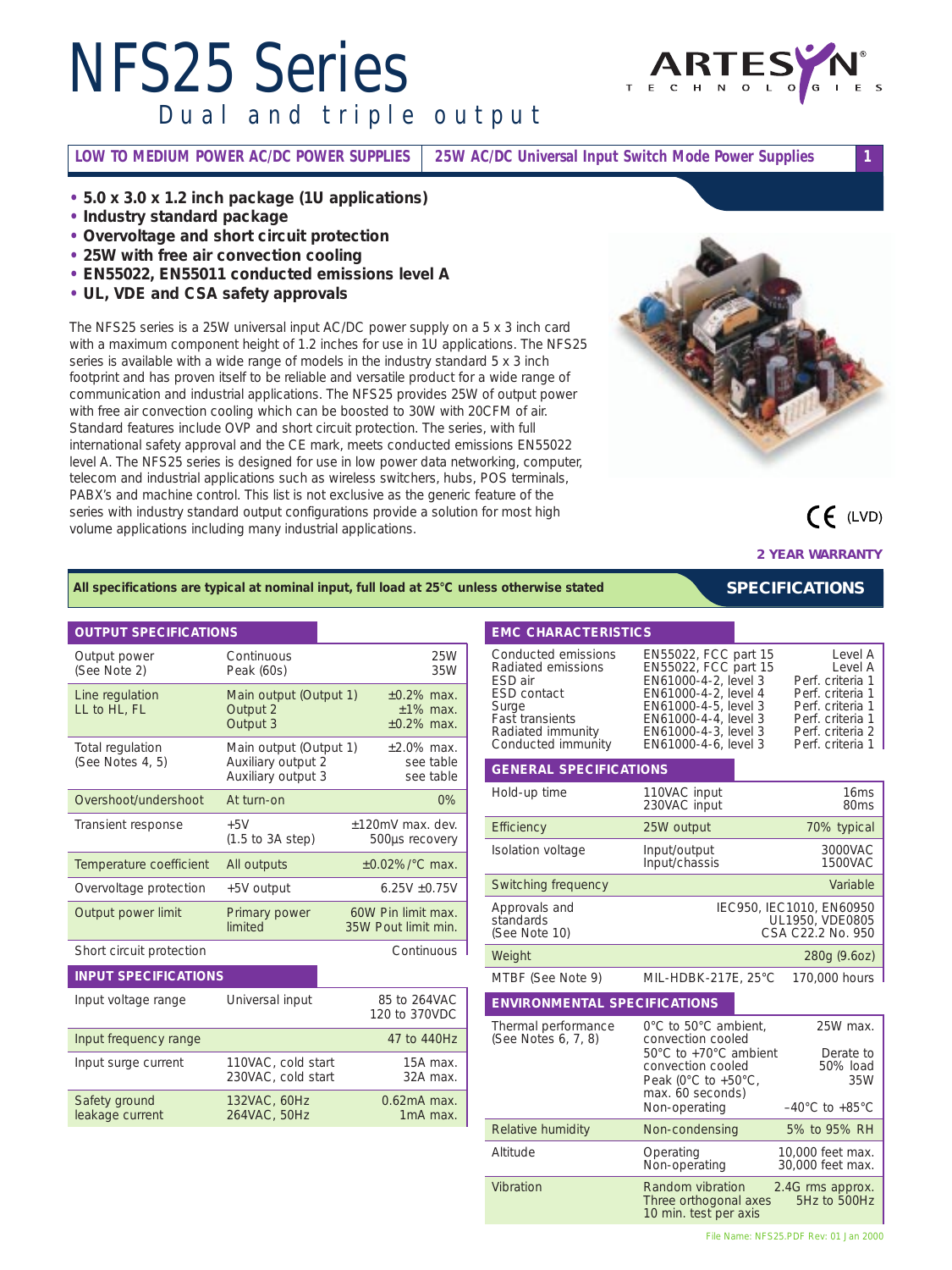# NFS25 Series

## Dual and triple output

**LOW TO MEDIUM POWER AC/DC POWER SUPPLIES** | **25W AC/DC Universal Input Switch Mode Power Supplies**

- **5.0 x 3.0 x 1.2 inch package (1U applications)**
- **Industry standard package**
- **Overvoltage and short circuit protection**
- **25W with free air convection cooling**
- **EN55022, EN55011 conducted emissions level A**
- **UL, VDE and CSA safety approvals**

The NFS25 series is a 25W universal input AC/DC power supply on a 5 x 3 inch card with a maximum component height of 1.2 inches for use in 1U applications. The NFS25 series is available with a wide range of models in the industry standard 5 x 3 inch footprint and has proven itself to be reliable and versatile product for a wide range of communication and industrial applications. The NFS25 provides 25W of output power with free air convection cooling which can be boosted to 30W with 20CFM of air. Standard features include OVP and short circuit protection. The series, with full international safety approval and the CE mark, meets conducted emissions EN55022 level A. The NFS25 series is designed for use in low power data networking, computer, telecom and industrial applications such as wireless switchers, hubs, POS terminals, PABX's and machine control. This list is not exclusive as the generic feature of the series with industry standard output configurations provide a solution for most high volume applications including many industrial applications.

CE (LVD)

**2 YEAR WARRANTY**

**All specifications are typical at nominal input, full load at 25°C unless otherwise stated**

## SPECIFICATIONS

### OUTPUT SPECIFICATIONS

| | | |
|---|---|---|
| Output power (See Note 2) | Continuous<br>Peak (60s) | 25W<br>35W |
| Line regulation LL to HL, FL | Main output (Output 1)<br>Output 2<br>Output 3 | ±0.2% max.<br>±1% max.<br>±0.2% max. |
| Total regulation (See Notes 4, 5) | Main output (Output 1)<br>Auxiliary output 2<br>Auxiliary output 3 | ±2.0% max.<br>see table<br>see table |
| Overshoot/undershoot | At turn-on | 0% |
| Transient response | +5V<br>(1.5 to 3A step) | ±120mV max. dev.<br>500µs recovery |
| Temperature coefficient | All outputs | ±0.02%/°C max. |
| Overvoltage protection | +5V output | 6.25V ±0.75V |
| Output power limit | Primary power limited | 60W Pin limit max.<br>35W Pout limit min. |
| Short circuit protection | | Continuous |

### INPUT SPECIFICATIONS

| | | |
|---|---|---|
| Input voltage range | Universal input | 85 to 264VAC<br>120 to 370VDC |
| Input frequency range | | 47 to 440Hz |
| Input surge current | 110VAC, cold start<br>230VAC, cold start | 15A max.<br>32A max. |
| Safety ground leakage current | 132VAC, 60Hz<br>264VAC, 50Hz | 0.62mA max.<br>1mA max. |

### EMC CHARACTERISTICS

| | | |
|---|---|---|
| Conducted emissions | EN55022, FCC part 15 | Level A |
| Radiated emissions | EN55022, FCC part 15 | Level A |
| ESD air | EN61000-4-2, level 3 | Perf. criteria 1 |
| ESD contact | EN61000-4-2, level 4 | Perf. criteria 1 |
| Surge | EN61000-4-5, level 3 | Perf. criteria 1 |
| Fast transients | EN61000-4-4, level 3 | Perf. criteria 1 |
| Radiated immunity | EN61000-4-3, level 3 | Perf. criteria 2 |
| Conducted immunity | EN61000-4-6, level 3 | Perf. criteria 1 |

### GENERAL SPECIFICATIONS

| | | |
|---|---|---|
| Hold-up time | 110VAC input<br>230VAC input | 16ms<br>80ms |
| Efficiency | 25W output | 70% typical |
| Isolation voltage | Input/output<br>Input/chassis | 3000VAC<br>1500VAC |
| Switching frequency | | Variable |
| Approvals and standards (See Note 10) | | IEC950, IEC1010, EN60950<br>UL1950, VDE0805<br>CSA C22.2 No. 950 |
| Weight | | 280g (9.6oz) |
| MTBF (See Note 9) | MIL-HDBK-217E, 25°C | 170,000 hours |

### ENVIRONMENTAL SPECIFICATIONS

| | | |
|---|---|---|
| Thermal performance (See Notes 6, 7, 8) | 0°C to 50°C ambient, convection cooled<br>50°C to +70°C ambient convection cooled<br>Peak (0°C to +50°C, max. 60 seconds)<br>Non-operating | 25W max.<br>Derate to 50% load<br>35W<br>–40°C to +85°C |
| Relative humidity | Non-condensing | 5% to 95% RH |
| Altitude | Operating<br>Non-operating | 10,000 feet max.<br>30,000 feet max. |
| Vibration | Random vibration<br>Three orthogonal axes<br>10 min. test per axis | 2.4G rms approx.<br>5Hz to 500Hz |

File Name: NFS25.PDF Rev: 01 Jan 2000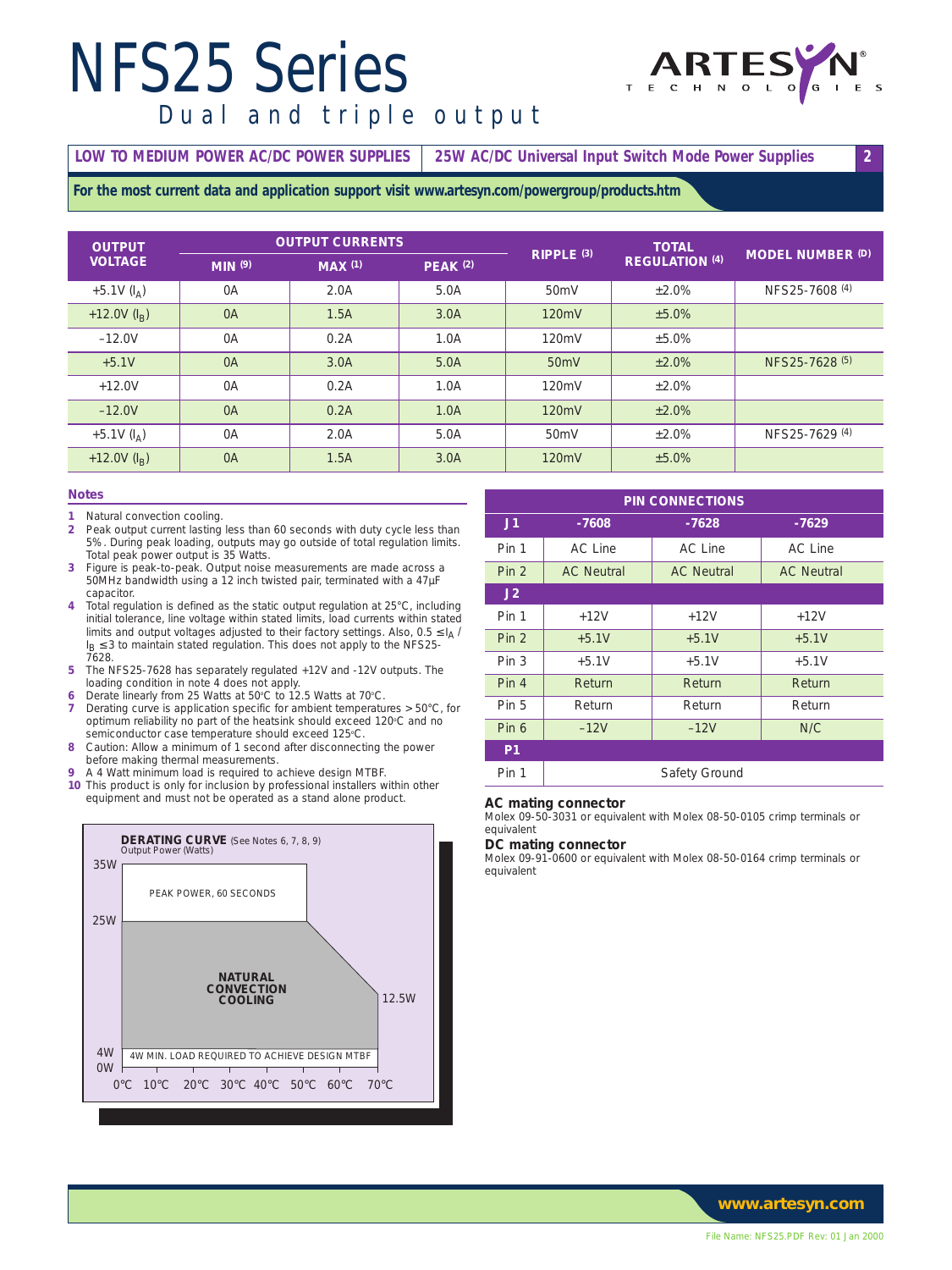# NFS25 Series

## Dual and triple output

**LOW TO MEDIUM POWER AC/DC POWER SUPPLIES** | **25W AC/DC Universal Input Switch Mode Power Supplies**

**For the most current data and application support visit www.artesyn.com/powergroup/products.htm**

| OUTPUT VOLTAGE | OUTPUT CURRENTS | | | RIPPLE (3) | TOTAL REGULATION (4) | MODEL NUMBER (D) |
|---|---|---|---|---|---|---|
| | MIN (9) | MAX (1) | PEAK (2) | | | |
| +5.1V ($I_A$) | 0A | 2.0A | 5.0A | 50mV | ±2.0% | NFS25-7608 (4) |
| +12.0V ($I_B$) | 0A | 1.5A | 3.0A | 120mV | ±5.0% | |
| –12.0V | 0A | 0.2A | 1.0A | 120mV | ±5.0% | |
| +5.1V | 0A | 3.0A | 5.0A | 50mV | ±2.0% | NFS25-7628 (5) |
| +12.0V | 0A | 0.2A | 1.0A | 120mV | ±2.0% | |
| –12.0V | 0A | 0.2A | 1.0A | 120mV | ±2.0% | |
| +5.1V ($I_A$) | 0A | 2.0A | 5.0A | 50mV | ±2.0% | NFS25-7629 (4) |
| +12.0V ($I_B$) | 0A | 1.5A | 3.0A | 120mV | ±5.0% | |

### Notes

1. Natural convection cooling.
2. Peak output current lasting less than 60 seconds with duty cycle less than 5%. During peak loading, outputs may go outside of total regulation limits. Total peak power output is 35 Watts.
3. Figure is peak-to-peak. Output noise measurements are made across a 50MHz bandwidth using a 12 inch twisted pair, terminated with a 47µF capacitor.
4. Total regulation is defined as the static output regulation at 25°C, including initial tolerance, line voltage within stated limits, load currents within stated limits and output voltages adjusted to their factory settings. Also, $0.5 \leq I_A / I_B \leq 3$ to maintain stated regulation. This does not apply to the NFS25-7628.
5. The NFS25-7628 has separately regulated +12V and -12V outputs. The loading condition in note 4 does not apply.
6. Derate linearly from 25 Watts at 50°C to 12.5 Watts at 70°C.
7. Derating curve is application specific for ambient temperatures > 50°C, for optimum reliability no part of the heatsink should exceed 120°C and no semiconductor case temperature should exceed 125°C.
8. Caution: Allow a minimum of 1 second after disconnecting the power before making thermal measurements.
9. A 4 Watt minimum load is required to achieve design MTBF.
10. This product is only for inclusion by professional installers within other equipment and must not be operated as a stand alone product.

**DERATING CURVE** (See Notes 6, 7, 8, 9)

Output Power (Watts): 35W, 25W, 12.5W, 4W, 0W

PEAK POWER, 60 SECONDS

NATURAL CONVECTION COOLING

4W MIN. LOAD REQUIRED TO ACHIEVE DESIGN MTBF

0°C 10°C 20°C 30°C 40°C 50°C 60°C 70°C

| PIN CONNECTIONS | | | |
|---|---|---|---|
| **J1** | **-7608** | **-7628** | **-7629** |
| Pin 1 | AC Line | AC Line | AC Line |
| Pin 2 | AC Neutral | AC Neutral | AC Neutral |
| **J2** | | | |
| Pin 1 | +12V | +12V | +12V |
| Pin 2 | +5.1V | +5.1V | +5.1V |
| Pin 3 | +5.1V | +5.1V | +5.1V |
| Pin 4 | Return | Return | Return |
| Pin 5 | Return | Return | Return |
| Pin 6 | –12V | –12V | N/C |
| **P1** | | | |
| Pin 1 | Safety Ground | | |

**AC mating connector**
Molex 09-50-3031 or equivalent with Molex 08-50-0105 crimp terminals or equivalent

**DC mating connector**
Molex 09-91-0600 or equivalent with Molex 08-50-0164 crimp terminals or equivalent

www.artesyn.com

File Name: NFS25.PDF Rev: 01 Jan 2000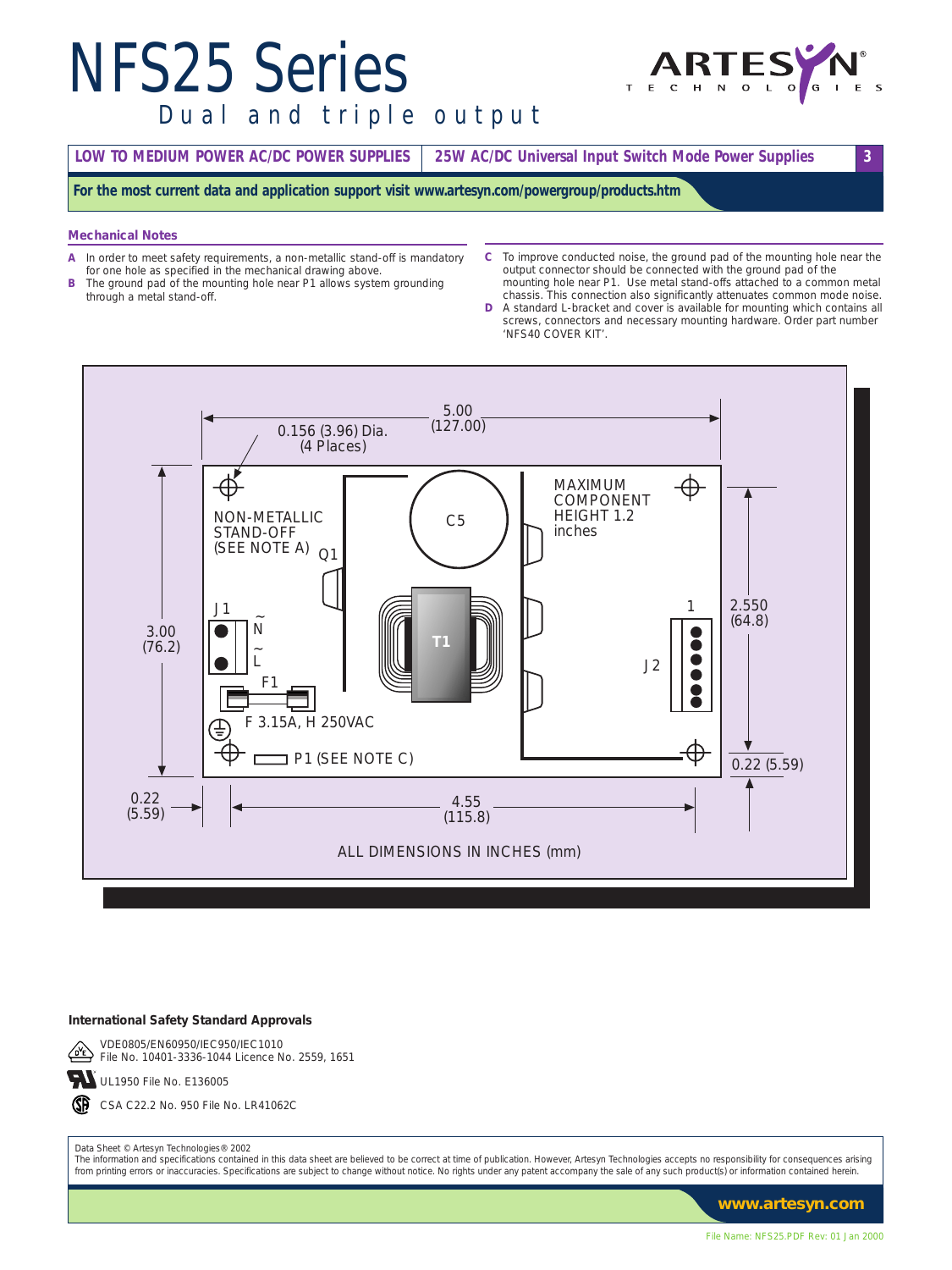# NFS25 Series

Dual and triple output

**LOW TO MEDIUM POWER AC/DC POWER SUPPLIES** | **25W AC/DC Universal Input Switch Mode Power Supplies**

**For the most current data and application support visit www.artesyn.com/powergroup/products.htm**

## Mechanical Notes

- **A** In order to meet safety requirements, a non-metallic stand-off is mandatory for one hole as specified in the mechanical drawing above.
- **B** The ground pad of the mounting hole near P1 allows system grounding through a metal stand-off.
- **C** To improve conducted noise, the ground pad of the mounting hole near the output connector should be connected with the ground pad of the mounting hole near P1. Use metal stand-offs attached to a common metal chassis. This connection also significantly attenuates common mode noise.
- **D** A standard L-bracket and cover is available for mounting which contains all screws, connectors and necessary mounting hardware. Order part number 'NFS40 COVER KIT'.

5.00 (127.00)
0.156 (3.96) Dia. (4 Places)
NON-METALLIC STAND-OFF (SEE NOTE A)
Q1
C5
MAXIMUM COMPONENT HEIGHT 1.2 inches
T1
J1
~ N
~ L
F1
F 3.15A, H 250VAC
P1 (SEE NOTE C)
1
J2
3.00 (76.2)
2.550 (64.8)
0.22 (5.59)
0.22 (5.59)
4.55 (115.8)
ALL DIMENSIONS IN INCHES (mm)

### International Safety Standard Approvals

VDE0805/EN60950/IEC950/IEC1010
File No. 10401-3336-1044 Licence No. 2559, 1651

UL1950 File No. E136005

CSA C22.2 No. 950 File No. LR41062C

Data Sheet © Artesyn Technologies® 2002
The information and specifications contained in this data sheet are believed to be correct at time of publication. However, Artesyn Technologies accepts no responsibility for consequences arising from printing errors or inaccuracies. Specifications are subject to change without notice. No rights under any patent accompany the sale of any such product(s) or information contained herein.

www.artesyn.com

File Name: NFS25.PDF Rev: 01 Jan 2000